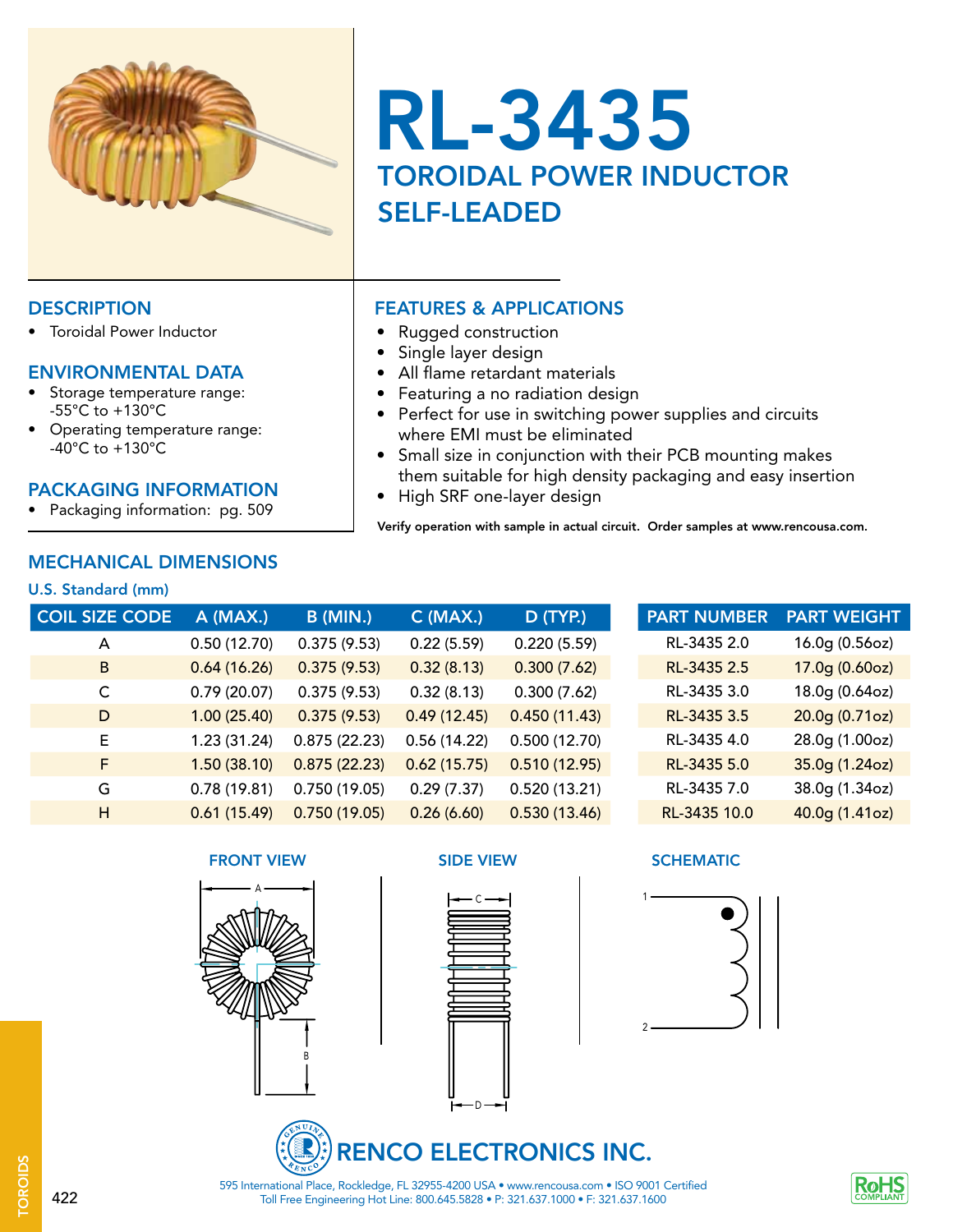# RL-3435

## TOROIDAL POWER INDUCTOR SELF-LEADED

### DESCRIPTION

- Toroidal Power Inductor

### ENVIRONMENTAL DATA

- Storage temperature range: -55°C to +130°C
- Operating temperature range: -40°C to +130°C

### PACKAGING INFORMATION

- Packaging information: pg. 509

### FEATURES & APPLICATIONS

- Rugged construction
- Single layer design
- All flame retardant materials
- Featuring a no radiation design
- Perfect for use in switching power supplies and circuits where EMI must be eliminated
- Small size in conjunction with their PCB mounting makes them suitable for high density packaging and easy insertion
- High SRF one-layer design

**Verify operation with sample in actual circuit. Order samples at www.rencousa.com.**

### MECHANICAL DIMENSIONS

U.S. Standard (mm)

| COIL SIZE CODE | A (MAX.) | B (MIN.) | C (MAX.) | D (TYP.) |
|---|---|---|---|---|
| A | 0.50 (12.70) | 0.375 (9.53) | 0.22 (5.59) | 0.220 (5.59) |
| B | 0.64 (16.26) | 0.375 (9.53) | 0.32 (8.13) | 0.300 (7.62) |
| C | 0.79 (20.07) | 0.375 (9.53) | 0.32 (8.13) | 0.300 (7.62) |
| D | 1.00 (25.40) | 0.375 (9.53) | 0.49 (12.45) | 0.450 (11.43) |
| E | 1.23 (31.24) | 0.875 (22.23) | 0.56 (14.22) | 0.500 (12.70) |
| F | 1.50 (38.10) | 0.875 (22.23) | 0.62 (15.75) | 0.510 (12.95) |
| G | 0.78 (19.81) | 0.750 (19.05) | 0.29 (7.37) | 0.520 (13.21) |
| H | 0.61 (15.49) | 0.750 (19.05) | 0.26 (6.60) | 0.530 (13.46) |

| PART NUMBER | PART WEIGHT |
|---|---|
| RL-3435 2.0 | 16.0g (0.56oz) |
| RL-3435 2.5 | 17.0g (0.60oz) |
| RL-3435 3.0 | 18.0g (0.64oz) |
| RL-3435 3.5 | 20.0g (0.71oz) |
| RL-3435 4.0 | 28.0g (1.00oz) |
| RL-3435 5.0 | 35.0g (1.24oz) |
| RL-3435 7.0 | 38.0g (1.34oz) |
| RL-3435 10.0 | 40.0g (1.41oz) |

FRONT VIEW

SIDE VIEW

SCHEMATIC

RENCO ELECTRONICS INC.

595 International Place, Rockledge, FL 32955-4200 USA • www.rencousa.com • ISO 9001 Certified
Toll Free Engineering Hot Line: 800.645.5828 • P: 321.637.1000 • F: 321.637.1600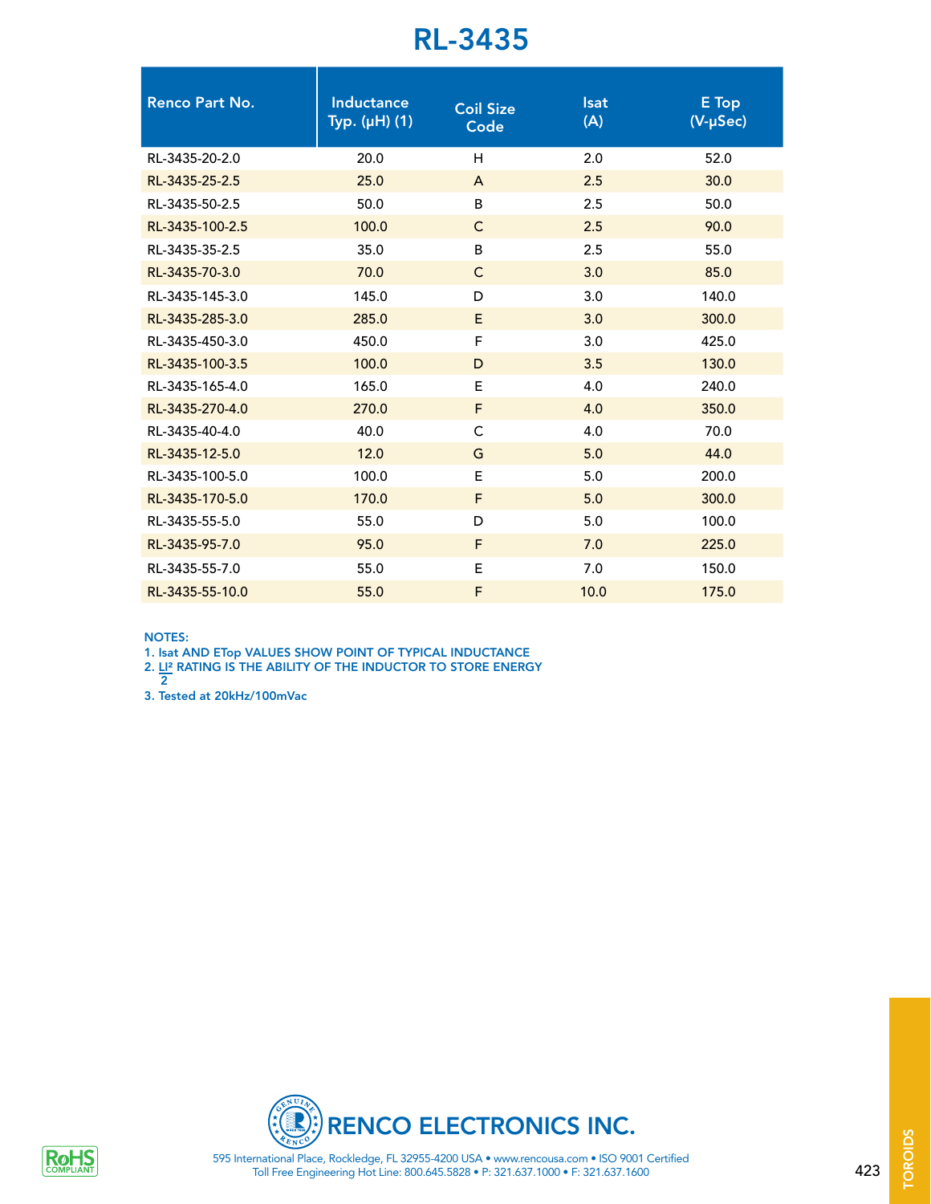# RL-3435

| Renco Part No. | Inductance Typ. (μH) (1) | Coil Size Code | Isat (A) | E Top (V-μSec) |
|---|---|---|---|---|
| RL-3435-20-2.0 | 20.0 | H | 2.0 | 52.0 |
| RL-3435-25-2.5 | 25.0 | A | 2.5 | 30.0 |
| RL-3435-50-2.5 | 50.0 | B | 2.5 | 50.0 |
| RL-3435-100-2.5 | 100.0 | C | 2.5 | 90.0 |
| RL-3435-35-2.5 | 35.0 | B | 2.5 | 55.0 |
| RL-3435-70-3.0 | 70.0 | C | 3.0 | 85.0 |
| RL-3435-145-3.0 | 145.0 | D | 3.0 | 140.0 |
| RL-3435-285-3.0 | 285.0 | E | 3.0 | 300.0 |
| RL-3435-450-3.0 | 450.0 | F | 3.0 | 425.0 |
| RL-3435-100-3.5 | 100.0 | D | 3.5 | 130.0 |
| RL-3435-165-4.0 | 165.0 | E | 4.0 | 240.0 |
| RL-3435-270-4.0 | 270.0 | F | 4.0 | 350.0 |
| RL-3435-40-4.0 | 40.0 | C | 4.0 | 70.0 |
| RL-3435-12-5.0 | 12.0 | G | 5.0 | 44.0 |
| RL-3435-100-5.0 | 100.0 | E | 5.0 | 200.0 |
| RL-3435-170-5.0 | 170.0 | F | 5.0 | 300.0 |
| RL-3435-55-5.0 | 55.0 | D | 5.0 | 100.0 |
| RL-3435-95-7.0 | 95.0 | F | 7.0 | 225.0 |
| RL-3435-55-7.0 | 55.0 | E | 7.0 | 150.0 |
| RL-3435-55-10.0 | 55.0 | F | 10.0 | 175.0 |

**NOTES:**

1. Isat AND ETop VALUES SHOW POINT OF TYPICAL INDUCTANCE
2. $\frac{LI^2}{2}$ RATING IS THE ABILITY OF THE INDUCTOR TO STORE ENERGY
3. Tested at 20kHz/100mVac

RENCO ELECTRONICS INC.

595 International Place, Rockledge, FL 32955-4200 USA • www.rencousa.com • ISO 9001 Certified
Toll Free Engineering Hot Line: 800.645.5828 • P: 321.637.1000 • F: 321.637.1600

RoHS COMPLIANT

TOROIDS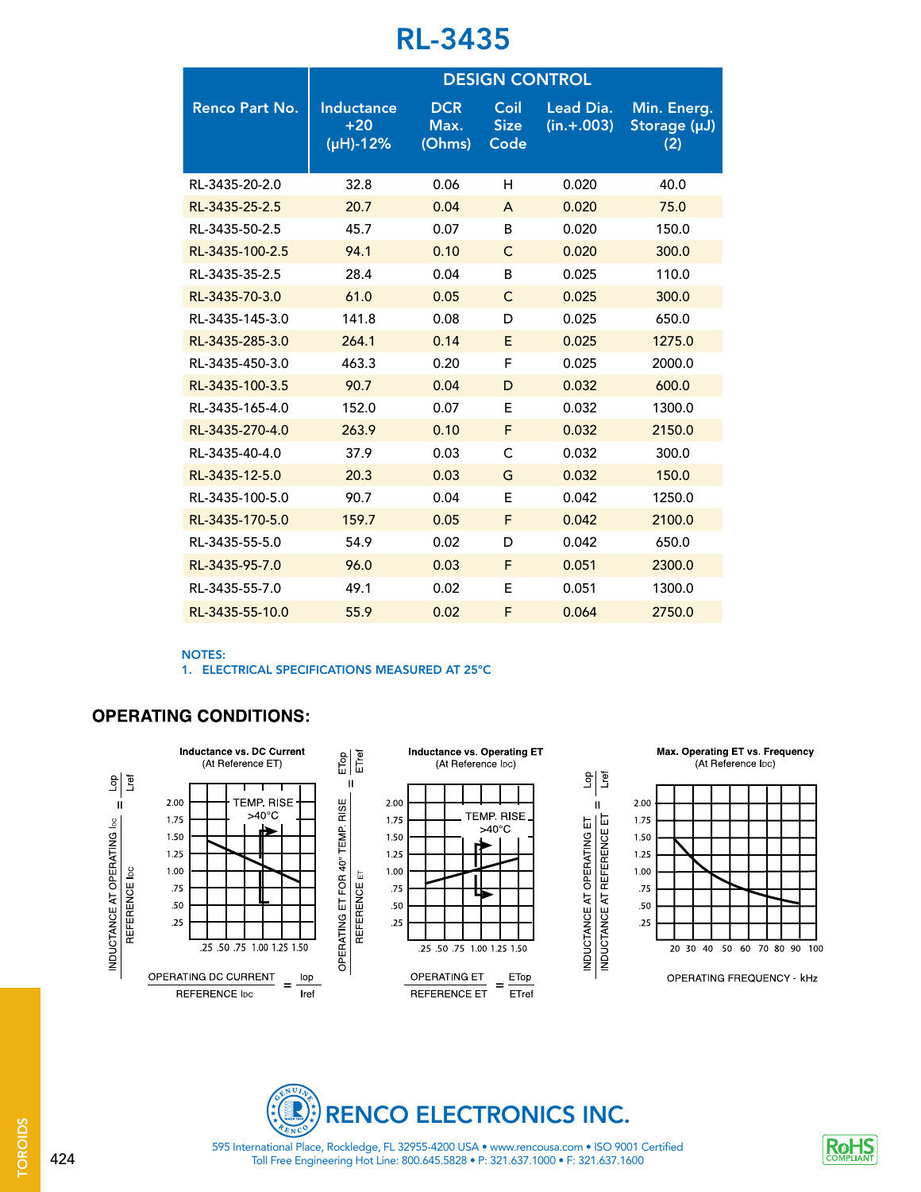# RL-3435

| Renco Part No. | DESIGN CONTROL | | | | |
|---|---|---|---|---|---|
| | Inductance +20 (μH)-12% | DCR Max. (Ohms) | Coil Size Code | Lead Dia. (in.+.003) | Min. Energ. Storage (μJ) (2) |
| RL-3435-20-2.0 | 32.8 | 0.06 | H | 0.020 | 40.0 |
| RL-3435-25-2.5 | 20.7 | 0.04 | A | 0.020 | 75.0 |
| RL-3435-50-2.5 | 45.7 | 0.07 | B | 0.020 | 150.0 |
| RL-3435-100-2.5 | 94.1 | 0.10 | C | 0.020 | 300.0 |
| RL-3435-35-2.5 | 28.4 | 0.04 | B | 0.025 | 110.0 |
| RL-3435-70-3.0 | 61.0 | 0.05 | C | 0.025 | 300.0 |
| RL-3435-145-3.0 | 141.8 | 0.08 | D | 0.025 | 650.0 |
| RL-3435-285-3.0 | 264.1 | 0.14 | E | 0.025 | 1275.0 |
| RL-3435-450-3.0 | 463.3 | 0.20 | F | 0.025 | 2000.0 |
| RL-3435-100-3.5 | 90.7 | 0.04 | D | 0.032 | 600.0 |
| RL-3435-165-4.0 | 152.0 | 0.07 | E | 0.032 | 1300.0 |
| RL-3435-270-4.0 | 263.9 | 0.10 | F | 0.032 | 2150.0 |
| RL-3435-40-4.0 | 37.9 | 0.03 | C | 0.032 | 300.0 |
| RL-3435-12-5.0 | 20.3 | 0.03 | G | 0.032 | 150.0 |
| RL-3435-100-5.0 | 90.7 | 0.04 | E | 0.042 | 1250.0 |
| RL-3435-170-5.0 | 159.7 | 0.05 | F | 0.042 | 2100.0 |
| RL-3435-55-5.0 | 54.9 | 0.02 | D | 0.042 | 650.0 |
| RL-3435-95-7.0 | 96.0 | 0.03 | F | 0.051 | 2300.0 |
| RL-3435-55-7.0 | 49.1 | 0.02 | E | 0.051 | 1300.0 |
| RL-3435-55-10.0 | 55.9 | 0.02 | F | 0.064 | 2750.0 |

NOTES:
1. ELECTRICAL SPECIFICATIONS MEASURED AT 25°C

## OPERATING CONDITIONS:

**Inductance vs. DC Current**
(At Reference ET)

INDUCTANCE AT OPERATING Ioc / REFERENCE Ioc = Lop / Lref

2.00 1.75 1.50 1.25 1.00 .75 .50 .25

TEMP. RISE >40°C

.25 .50 .75 1.00 1.25 1.50

OPERATING DC CURRENT / REFERENCE Ioc = Iop / Iref

**Inductance vs. Operating ET**
(At Reference Ioc)

OPERATING ET FOR 40° TEMP RISE / REFERENCE ET = ETop / ETref

2.00 1.75 1.50 1.25 1.00 .75 .50 .25

TEMP. RISE >40°C

.25 .50 .75 1.00 1.25 1.50

OPERATING ET / REFERENCE ET = ETop / ETref

**Max. Operating ET vs. Frequency**
(At Reference Ioc)

INDUCTANCE AT OPERATING ET / INDUCTANCE AT REFERENCE ET = Lop / Lref

2.00 1.75 1.50 1.25 1.00 .75 .50 .25

20 30 40 50 60 70 80 90 100

OPERATING FREQUENCY - kHz

RENCO ELECTRONICS INC.

595 International Place, Rockledge, FL 32955-4200 USA • www.rencousa.com • ISO 9001 Certified
Toll Free Engineering Hot Line: 800.645.5828 • P: 321.637.1000 • F: 321.637.1600